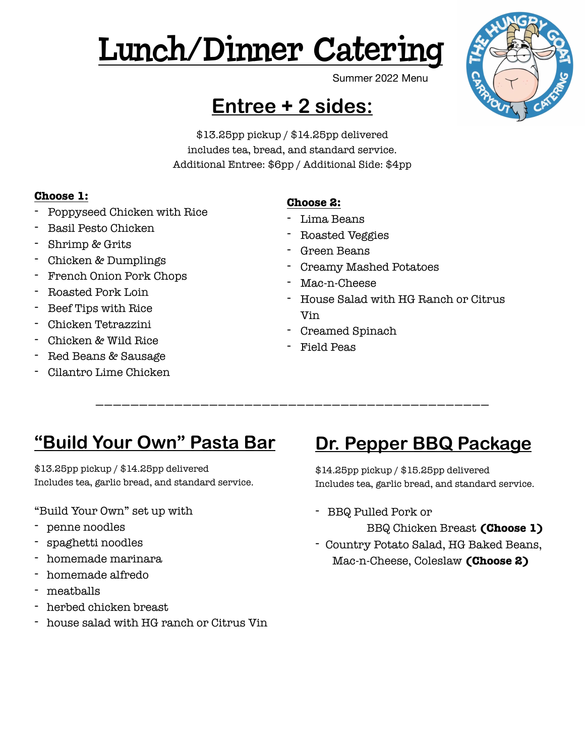# Lunch/Dinner Catering

Summer 2022 Menu

## Entree + 2 sides:

$13.25pp pickup / $14.25pp delivered
includes tea, bread, and standard service.
Additional Entree: $6pp / Additional Side: $4pp

**Choose 1:**

- Poppyseed Chicken with Rice
- Basil Pesto Chicken
- Shrimp & Grits
- Chicken & Dumplings
- French Onion Pork Chops
- Roasted Pork Loin
- Beef Tips with Rice
- Chicken Tetrazzini
- Chicken & Wild Rice
- Red Beans & Sausage
- Cilantro Lime Chicken

**Choose 2:**

- Lima Beans
- Roasted Veggies
- Green Beans
- Creamy Mashed Potatoes
- Mac-n-Cheese
- House Salad with HG Ranch or Citrus Vin
- Creamed Spinach
- Field Peas

---

## "Build Your Own" Pasta Bar

$13.25pp pickup / $14.25pp delivered
Includes tea, garlic bread, and standard service.

"Build Your Own" set up with

- penne noodles
- spaghetti noodles
- homemade marinara
- homemade alfredo
- meatballs
- herbed chicken breast
- house salad with HG ranch or Citrus Vin

## Dr. Pepper BBQ Package

$14.25pp pickup / $15.25pp delivered
Includes tea, garlic bread, and standard service.

- BBQ Pulled Pork or BBQ Chicken Breast **(Choose 1)**
- Country Potato Salad, HG Baked Beans, Mac-n-Cheese, Coleslaw **(Choose 2)**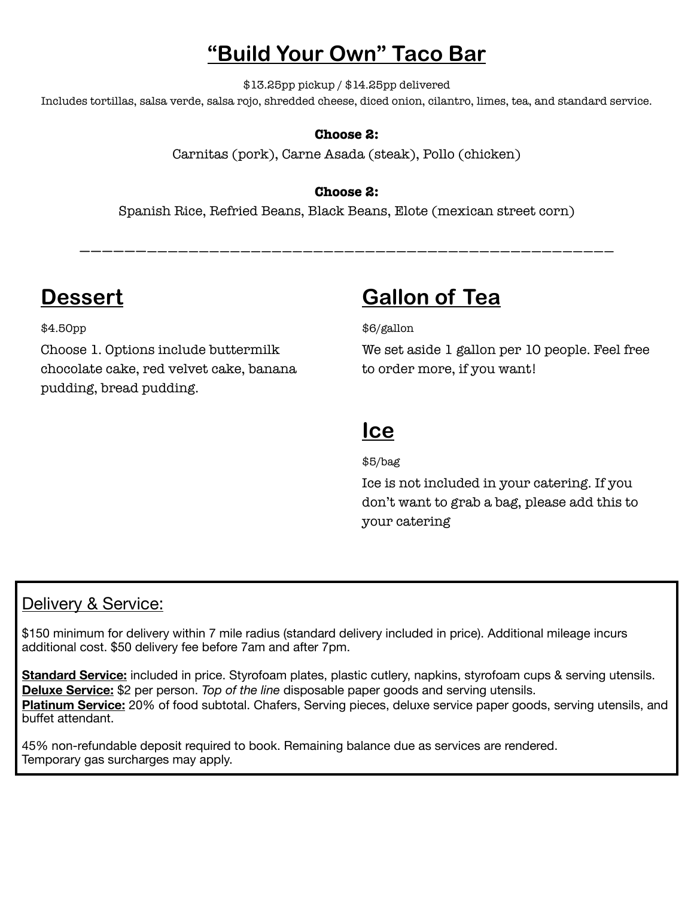# "Build Your Own" Taco Bar

$13.25pp pickup / $14.25pp delivered

Includes tortillas, salsa verde, salsa rojo, shredded cheese, diced onion, cilantro, limes, tea, and standard service.

**Choose 2:**

Carnitas (pork), Carne Asada (steak), Pollo (chicken)

**Choose 2:**

Spanish Rice, Refried Beans, Black Beans, Elote (mexican street corn)

---

## Dessert

$4.50pp

Choose 1. Options include buttermilk chocolate cake, red velvet cake, banana pudding, bread pudding.

## Gallon of Tea

$6/gallon

We set aside 1 gallon per 10 people. Feel free to order more, if you want!

## Ice

$5/bag

Ice is not included in your catering. If you don't want to grab a bag, please add this to your catering

### Delivery & Service:

$150 minimum for delivery within 7 mile radius (standard delivery included in price). Additional mileage incurs additional cost. $50 delivery fee before 7am and after 7pm.

**Standard Service:** included in price. Styrofoam plates, plastic cutlery, napkins, styrofoam cups & serving utensils.
**Deluxe Service:** $2 per person. *Top of the line* disposable paper goods and serving utensils.
**Platinum Service:** 20% of food subtotal. Chafers, Serving pieces, deluxe service paper goods, serving utensils, and buffet attendant.

45% non-refundable deposit required to book. Remaining balance due as services are rendered.
Temporary gas surcharges may apply.